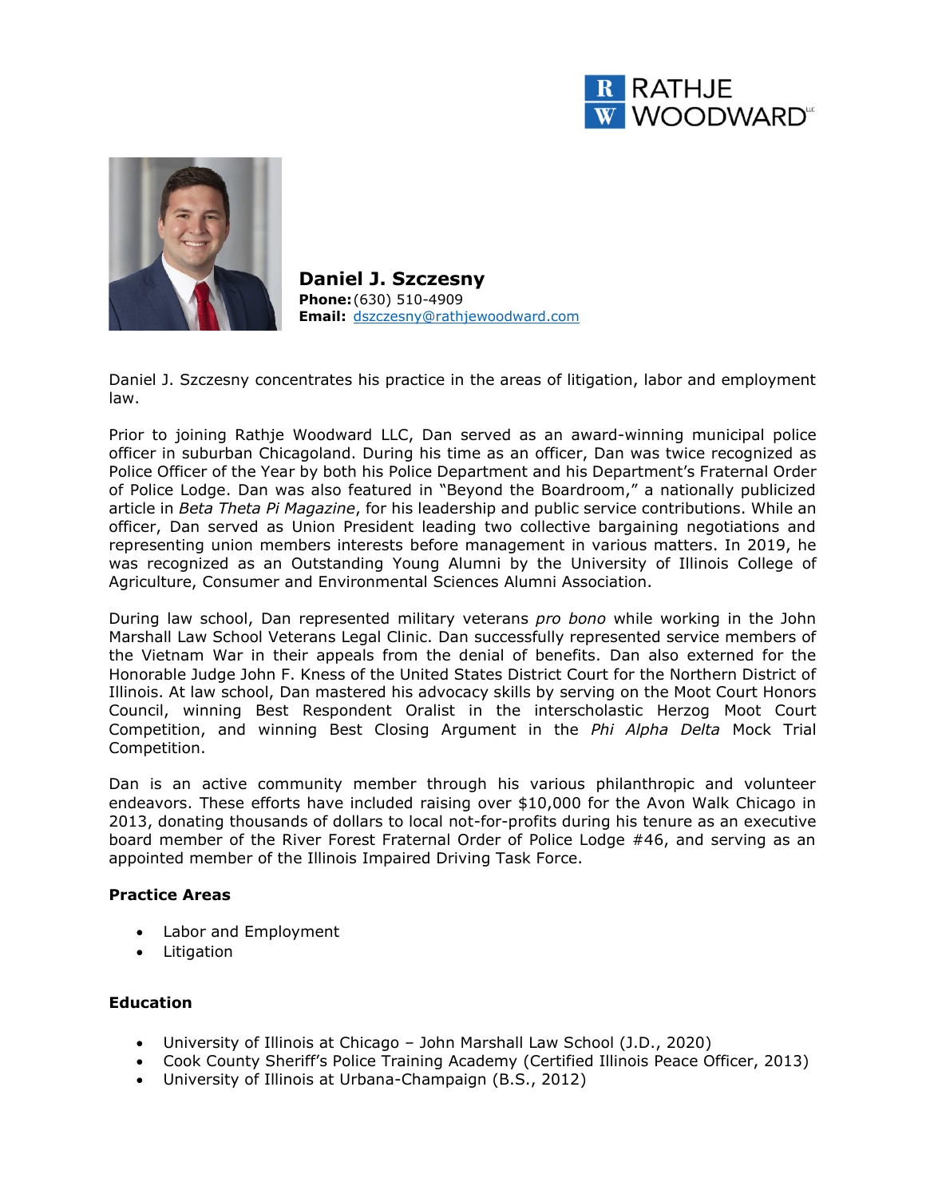RATHJE WOODWARD

# Daniel J. Szczesny

**Phone:** (630) 510-4909
**Email:** dszczesny@rathjewoodward.com

Daniel J. Szczesny concentrates his practice in the areas of litigation, labor and employment law.

Prior to joining Rathje Woodward LLC, Dan served as an award-winning municipal police officer in suburban Chicagoland. During his time as an officer, Dan was twice recognized as Police Officer of the Year by both his Police Department and his Department's Fraternal Order of Police Lodge. Dan was also featured in "Beyond the Boardroom," a nationally publicized article in *Beta Theta Pi Magazine*, for his leadership and public service contributions. While an officer, Dan served as Union President leading two collective bargaining negotiations and representing union members interests before management in various matters. In 2019, he was recognized as an Outstanding Young Alumni by the University of Illinois College of Agriculture, Consumer and Environmental Sciences Alumni Association.

During law school, Dan represented military veterans *pro bono* while working in the John Marshall Law School Veterans Legal Clinic. Dan successfully represented service members of the Vietnam War in their appeals from the denial of benefits. Dan also externed for the Honorable Judge John F. Kness of the United States District Court for the Northern District of Illinois. At law school, Dan mastered his advocacy skills by serving on the Moot Court Honors Council, winning Best Respondent Oralist in the interscholastic Herzog Moot Court Competition, and winning Best Closing Argument in the *Phi Alpha Delta* Mock Trial Competition.

Dan is an active community member through his various philanthropic and volunteer endeavors. These efforts have included raising over $10,000 for the Avon Walk Chicago in 2013, donating thousands of dollars to local not-for-profits during his tenure as an executive board member of the River Forest Fraternal Order of Police Lodge #46, and serving as an appointed member of the Illinois Impaired Driving Task Force.

### Practice Areas

- Labor and Employment
- Litigation

### Education

- University of Illinois at Chicago – John Marshall Law School (J.D., 2020)
- Cook County Sheriff's Police Training Academy (Certified Illinois Peace Officer, 2013)
- University of Illinois at Urbana-Champaign (B.S., 2012)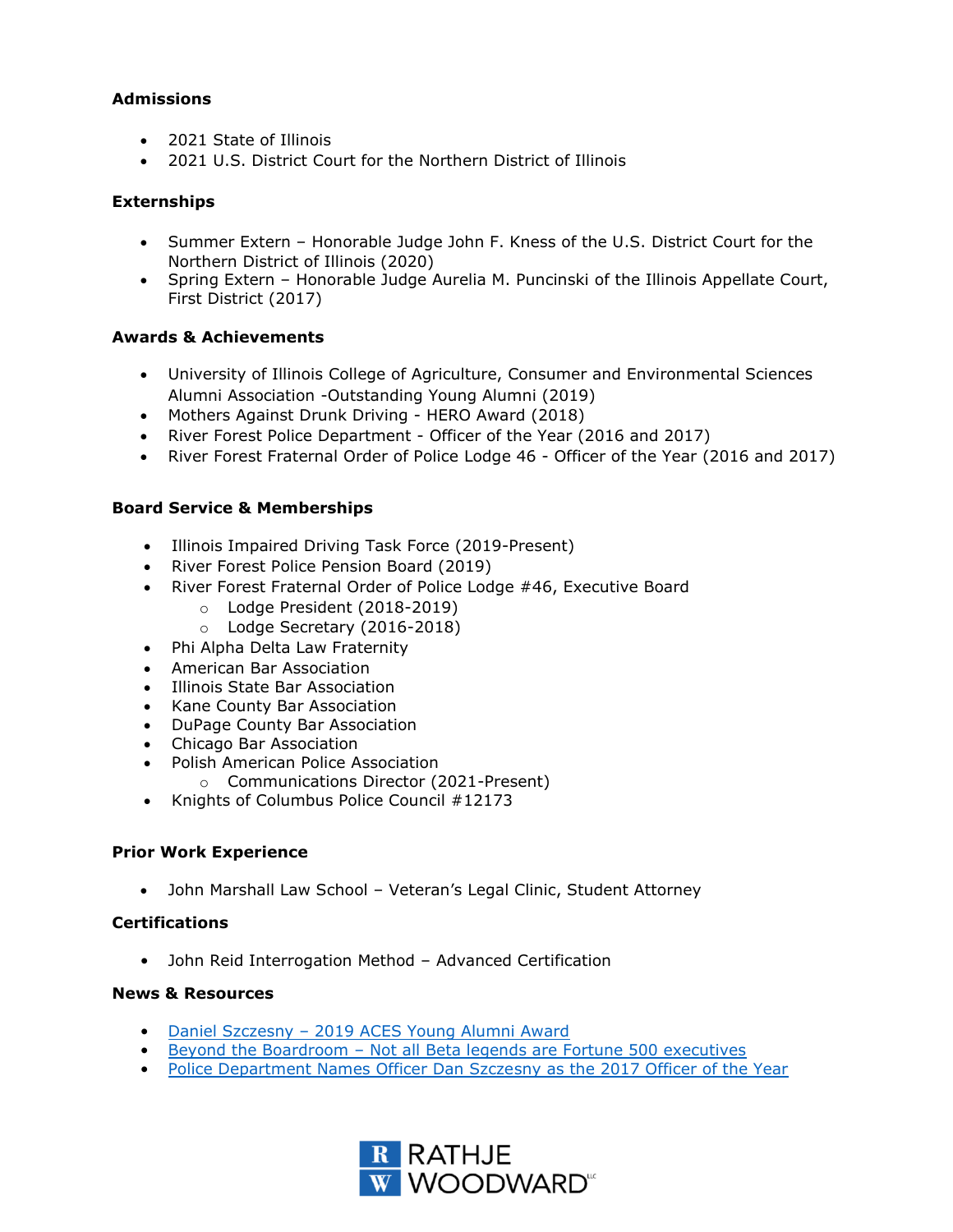**Admissions**

- 2021 State of Illinois
- 2021 U.S. District Court for the Northern District of Illinois

**Externships**

- Summer Extern – Honorable Judge John F. Kness of the U.S. District Court for the Northern District of Illinois (2020)
- Spring Extern – Honorable Judge Aurelia M. Puncinski of the Illinois Appellate Court, First District (2017)

**Awards & Achievements**

- University of Illinois College of Agriculture, Consumer and Environmental Sciences Alumni Association -Outstanding Young Alumni (2019)
- Mothers Against Drunk Driving - HERO Award (2018)
- River Forest Police Department - Officer of the Year (2016 and 2017)
- River Forest Fraternal Order of Police Lodge 46 - Officer of the Year (2016 and 2017)

**Board Service & Memberships**

- Illinois Impaired Driving Task Force (2019-Present)
- River Forest Police Pension Board (2019)
- River Forest Fraternal Order of Police Lodge #46, Executive Board
  - Lodge President (2018-2019)
  - Lodge Secretary (2016-2018)
- Phi Alpha Delta Law Fraternity
- American Bar Association
- Illinois State Bar Association
- Kane County Bar Association
- DuPage County Bar Association
- Chicago Bar Association
- Polish American Police Association
  - Communications Director (2021-Present)
- Knights of Columbus Police Council #12173

**Prior Work Experience**

- John Marshall Law School – Veteran's Legal Clinic, Student Attorney

**Certifications**

- John Reid Interrogation Method – Advanced Certification

**News & Resources**

- Daniel Szczesny – 2019 ACES Young Alumni Award
- Beyond the Boardroom – Not all Beta legends are Fortune 500 executives
- Police Department Names Officer Dan Szczesny as the 2017 Officer of the Year

RATHJE WOODWARD LLC